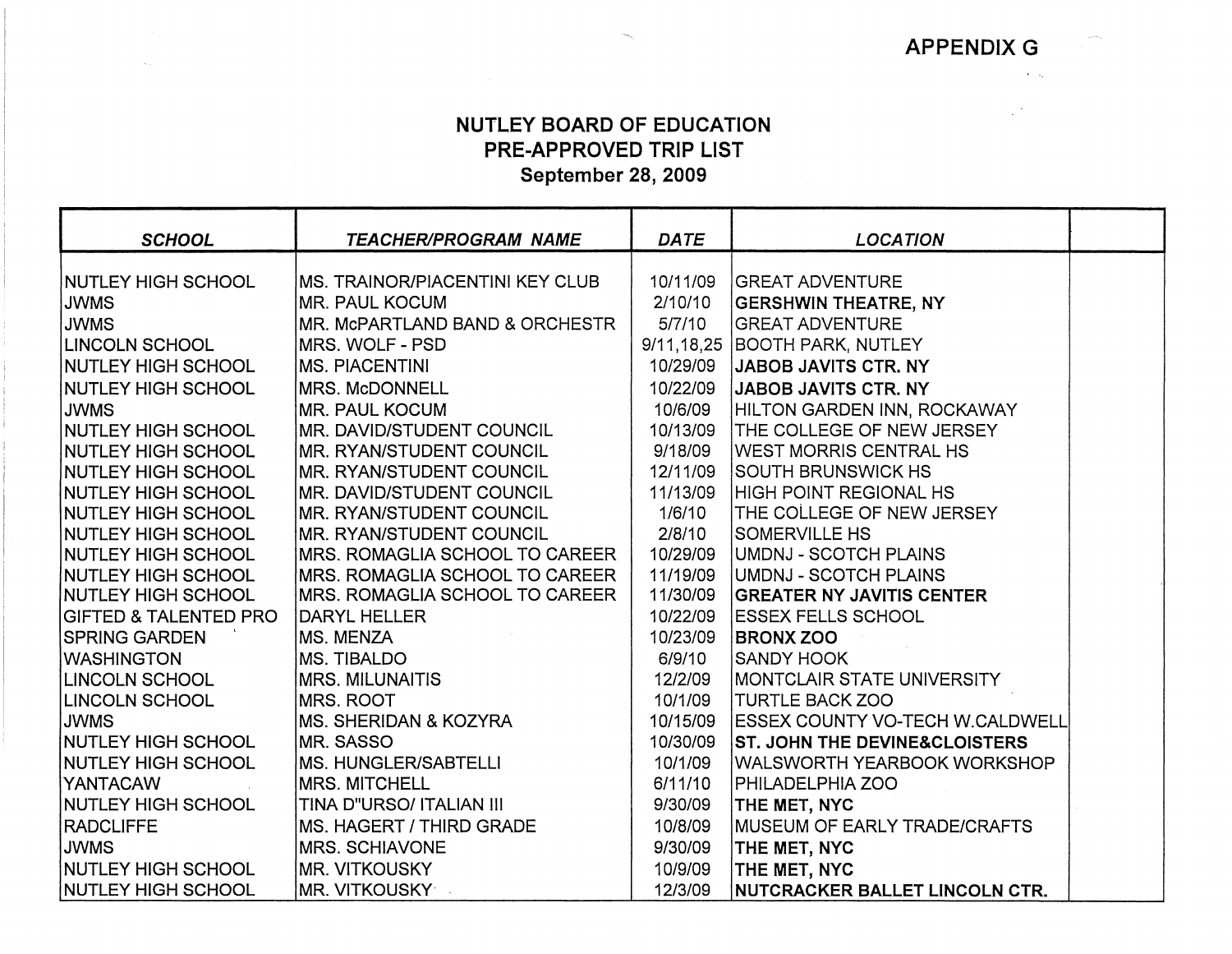APPENDIX G

# NUTLEY BOARD OF EDUCATION
## PRE-APPROVED TRIP LIST
### September 28, 2009

| *SCHOOL* | *TEACHER/PROGRAM NAME* | *DATE* | *LOCATION* | |
|---|---|---|---|---|
| NUTLEY HIGH SCHOOL | MS. TRAINOR/PIACENTINI KEY CLUB | 10/11/09 | GREAT ADVENTURE | |
| JWMS | MR. PAUL KOCUM | 2/10/10 | **GERSHWIN THEATRE, NY** | |
| JWMS | MR. McPARTLAND BAND & ORCHESTR | 5/7/10 | GREAT ADVENTURE | |
| LINCOLN SCHOOL | MRS. WOLF - PSD | 9/11,18,25 | BOOTH PARK, NUTLEY | |
| NUTLEY HIGH SCHOOL | MS. PIACENTINI | 10/29/09 | **JABOB JAVITS CTR. NY** | |
| NUTLEY HIGH SCHOOL | MRS. McDONNELL | 10/22/09 | **JABOB JAVITS CTR. NY** | |
| JWMS | MR. PAUL KOCUM | 10/6/09 | HILTON GARDEN INN, ROCKAWAY | |
| NUTLEY HIGH SCHOOL | MR. DAVID/STUDENT COUNCIL | 10/13/09 | THE COLLEGE OF NEW JERSEY | |
| NUTLEY HIGH SCHOOL | MR. RYAN/STUDENT COUNCIL | 9/18/09 | WEST MORRIS CENTRAL HS | |
| NUTLEY HIGH SCHOOL | MR. RYAN/STUDENT COUNCIL | 12/11/09 | SOUTH BRUNSWICK HS | |
| NUTLEY HIGH SCHOOL | MR. DAVID/STUDENT COUNCIL | 11/13/09 | HIGH POINT REGIONAL HS | |
| NUTLEY HIGH SCHOOL | MR. RYAN/STUDENT COUNCIL | 1/6/10 | THE COLLEGE OF NEW JERSEY | |
| NUTLEY HIGH SCHOOL | MR. RYAN/STUDENT COUNCIL | 2/8/10 | SOMERVILLE HS | |
| NUTLEY HIGH SCHOOL | MRS. ROMAGLIA SCHOOL TO CAREER | 10/29/09 | UMDNJ - SCOTCH PLAINS | |
| NUTLEY HIGH SCHOOL | MRS. ROMAGLIA SCHOOL TO CAREER | 11/19/09 | UMDNJ - SCOTCH PLAINS | |
| NUTLEY HIGH SCHOOL | MRS. ROMAGLIA SCHOOL TO CAREER | 11/30/09 | **GREATER NY JAVITIS CENTER** | |
| GIFTED & TALENTED PRO | DARYL HELLER | 10/22/09 | ESSEX FELLS SCHOOL | |
| SPRING GARDEN | MS. MENZA | 10/23/09 | **BRONX ZOO** | |
| WASHINGTON | MS. TIBALDO | 6/9/10 | SANDY HOOK | |
| LINCOLN SCHOOL | MRS. MILUNAITIS | 12/2/09 | MONTCLAIR STATE UNIVERSITY | |
| LINCOLN SCHOOL | MRS. ROOT | 10/1/09 | TURTLE BACK ZOO | |
| JWMS | MS. SHERIDAN & KOZYRA | 10/15/09 | ESSEX COUNTY VO-TECH W.CALDWELL | |
| NUTLEY HIGH SCHOOL | MR. SASSO | 10/30/09 | **ST. JOHN THE DEVINE&CLOISTERS** | |
| NUTLEY HIGH SCHOOL | MS. HUNGLER/SABTELLI | 10/1/09 | WALSWORTH YEARBOOK WORKSHOP | |
| YANTACAW | MRS. MITCHELL | 6/11/10 | PHILADELPHIA ZOO | |
| NUTLEY HIGH SCHOOL | TINA D"URSO/ ITALIAN III | 9/30/09 | **THE MET, NYC** | |
| RADCLIFFE | MS. HAGERT / THIRD GRADE | 10/8/09 | MUSEUM OF EARLY TRADE/CRAFTS | |
| JWMS | MRS. SCHIAVONE | 9/30/09 | **THE MET, NYC** | |
| NUTLEY HIGH SCHOOL | MR. VITKOUSKY | 10/9/09 | **THE MET, NYC** | |
| NUTLEY HIGH SCHOOL | MR. VITKOUSKY | 12/3/09 | **NUTCRACKER BALLET LINCOLN CTR.** | |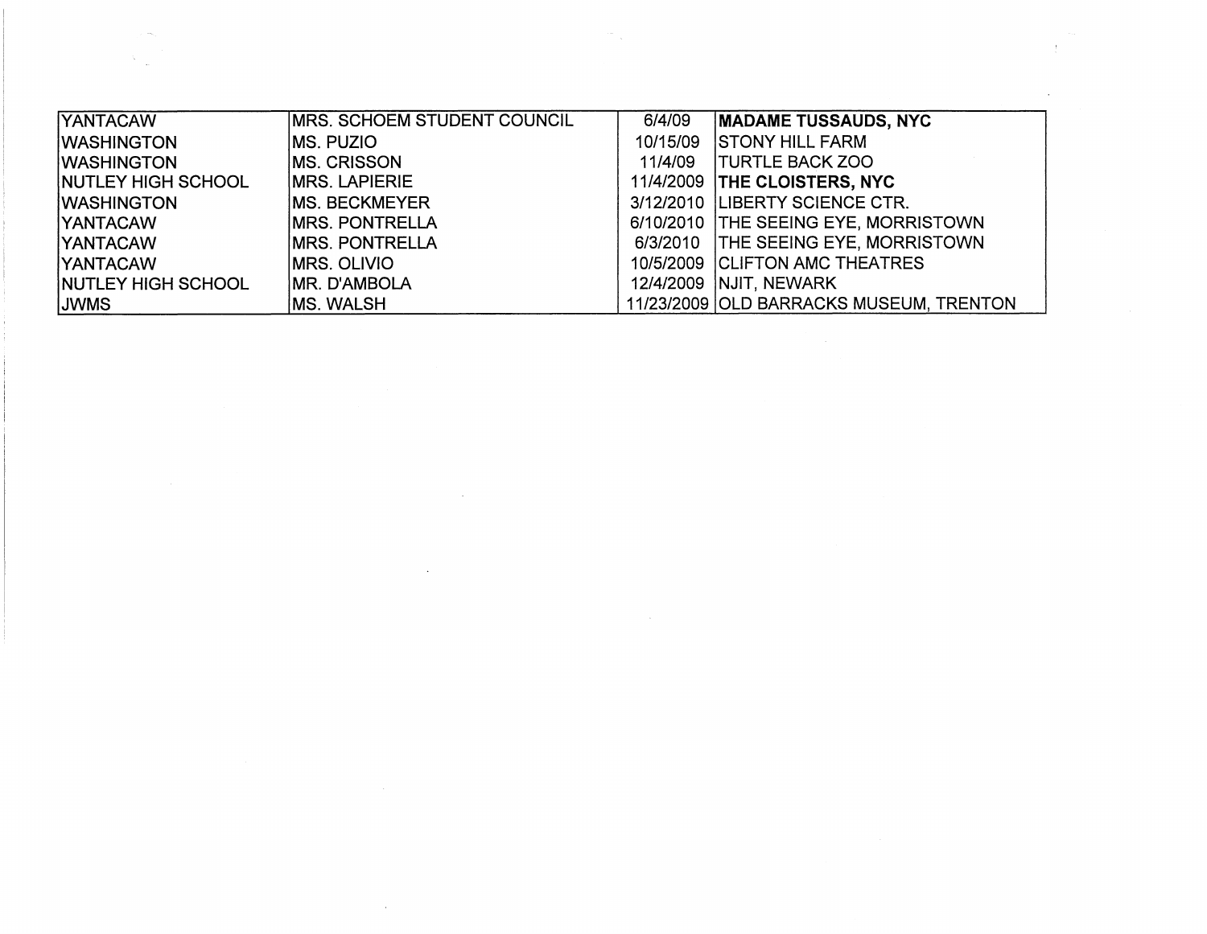| | | | |
|---|---|---|---|
| YANTACAW | MRS. SCHOEM STUDENT COUNCIL | 6/4/09 | **MADAME TUSSAUDS, NYC** |
| WASHINGTON | MS. PUZIO | 10/15/09 | STONY HILL FARM |
| WASHINGTON | MS. CRISSON | 11/4/09 | TURTLE BACK ZOO |
| NUTLEY HIGH SCHOOL | MRS. LAPIERIE | 11/4/2009 | **THE CLOISTERS, NYC** |
| WASHINGTON | MS. BECKMEYER | 3/12/2010 | LIBERTY SCIENCE CTR. |
| YANTACAW | MRS. PONTRELLA | 6/10/2010 | THE SEEING EYE, MORRISTOWN |
| YANTACAW | MRS. PONTRELLA | 6/3/2010 | THE SEEING EYE, MORRISTOWN |
| YANTACAW | MRS. OLIVIO | 10/5/2009 | CLIFTON AMC THEATRES |
| NUTLEY HIGH SCHOOL | MR. D'AMBOLA | 12/4/2009 | NJIT, NEWARK |
| JWMS | MS. WALSH | 11/23/2009 | OLD BARRACKS MUSEUM, TRENTON |